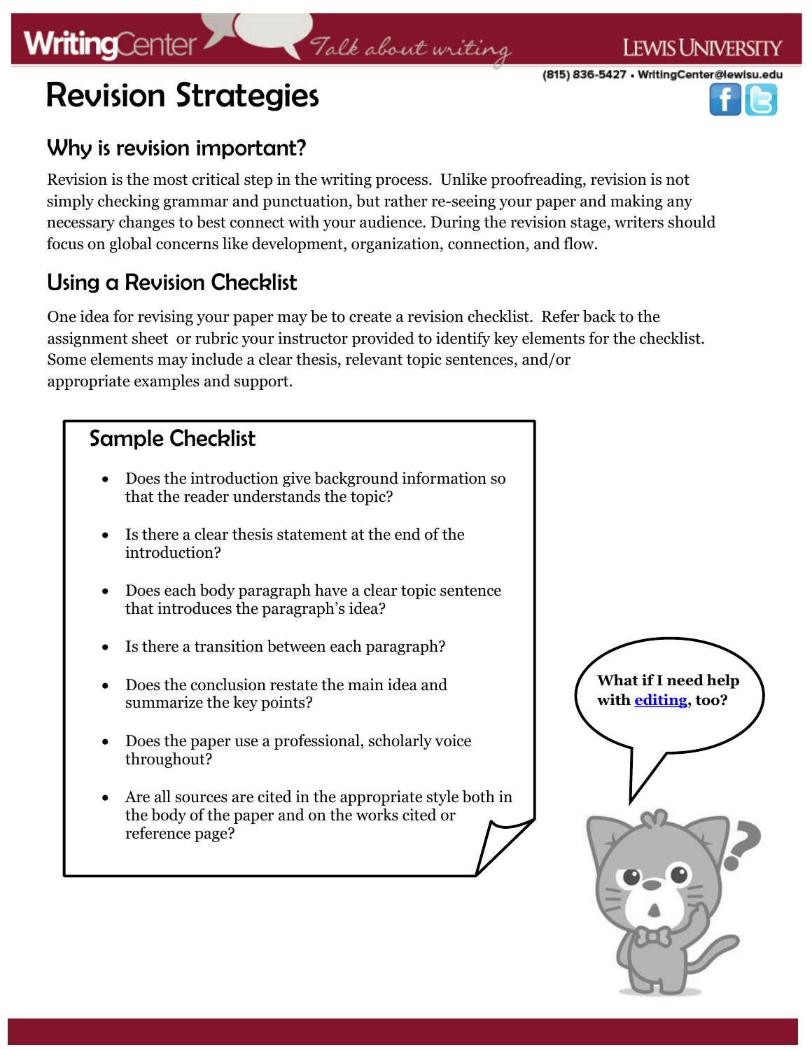# Revision Strategies

## Why is revision important?

Revision is the most critical step in the writing process. Unlike proofreading, revision is not simply checking grammar and punctuation, but rather re-seeing your paper and making any necessary changes to best connect with your audience. During the revision stage, writers should focus on global concerns like development, organization, connection, and flow.

## Using a Revision Checklist

One idea for revising your paper may be to create a revision checklist. Refer back to the assignment sheet or rubric your instructor provided to identify key elements for the checklist. Some elements may include a clear thesis, relevant topic sentences, and/or appropriate examples and support.

### Sample Checklist

- Does the introduction give background information so that the reader understands the topic?
- Is there a clear thesis statement at the end of the introduction?
- Does each body paragraph have a clear topic sentence that introduces the paragraph's idea?
- Is there a transition between each paragraph?
- Does the conclusion restate the main idea and summarize the key points?
- Does the paper use a professional, scholarly voice throughout?
- Are all sources are cited in the appropriate style both in the body of the paper and on the works cited or reference page?

**What if I need help with editing, too?**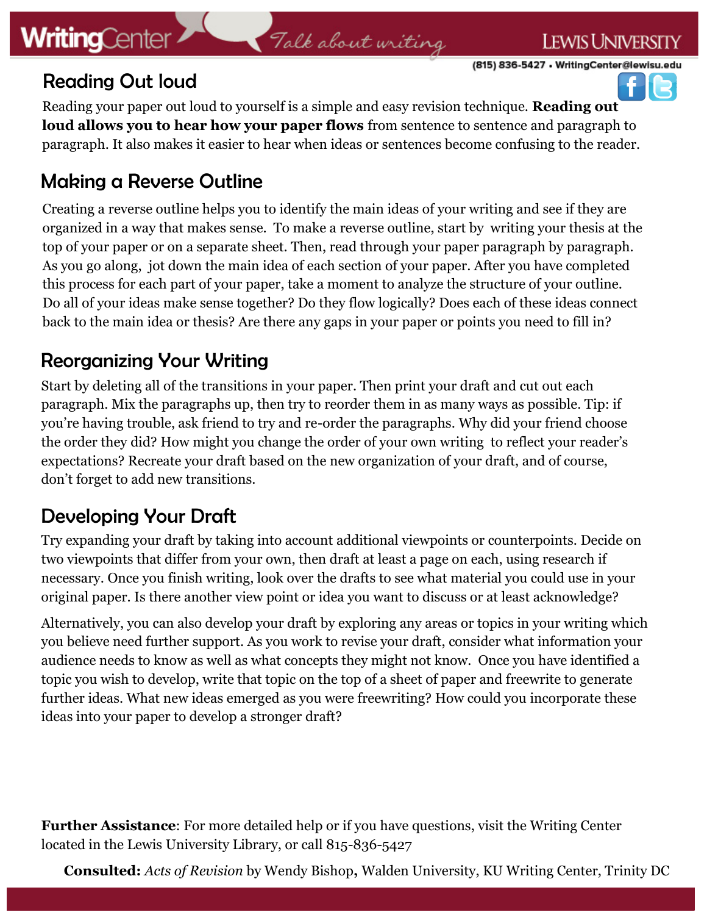## Reading Out loud

Reading your paper out loud to yourself is a simple and easy revision technique. **Reading out loud allows you to hear how your paper flows** from sentence to sentence and paragraph to paragraph. It also makes it easier to hear when ideas or sentences become confusing to the reader.

## Making a Reverse Outline

Creating a reverse outline helps you to identify the main ideas of your writing and see if they are organized in a way that makes sense. To make a reverse outline, start by writing your thesis at the top of your paper or on a separate sheet. Then, read through your paper paragraph by paragraph. As you go along, jot down the main idea of each section of your paper. After you have completed this process for each part of your paper, take a moment to analyze the structure of your outline. Do all of your ideas make sense together? Do they flow logically? Does each of these ideas connect back to the main idea or thesis? Are there any gaps in your paper or points you need to fill in?

## Reorganizing Your Writing

Start by deleting all of the transitions in your paper. Then print your draft and cut out each paragraph. Mix the paragraphs up, then try to reorder them in as many ways as possible. Tip: if you're having trouble, ask friend to try and re-order the paragraphs. Why did your friend choose the order they did? How might you change the order of your own writing to reflect your reader's expectations? Recreate your draft based on the new organization of your draft, and of course, don't forget to add new transitions.

## Developing Your Draft

Try expanding your draft by taking into account additional viewpoints or counterpoints. Decide on two viewpoints that differ from your own, then draft at least a page on each, using research if necessary. Once you finish writing, look over the drafts to see what material you could use in your original paper. Is there another view point or idea you want to discuss or at least acknowledge?

Alternatively, you can also develop your draft by exploring any areas or topics in your writing which you believe need further support. As you work to revise your draft, consider what information your audience needs to know as well as what concepts they might not know. Once you have identified a topic you wish to develop, write that topic on the top of a sheet of paper and freewrite to generate further ideas. What new ideas emerged as you were freewriting? How could you incorporate these ideas into your paper to develop a stronger draft?

**Further Assistance**: For more detailed help or if you have questions, visit the Writing Center located in the Lewis University Library, or call 815-836-5427

**Consulted:** *Acts of Revision* by Wendy Bishop, Walden University, KU Writing Center, Trinity DC